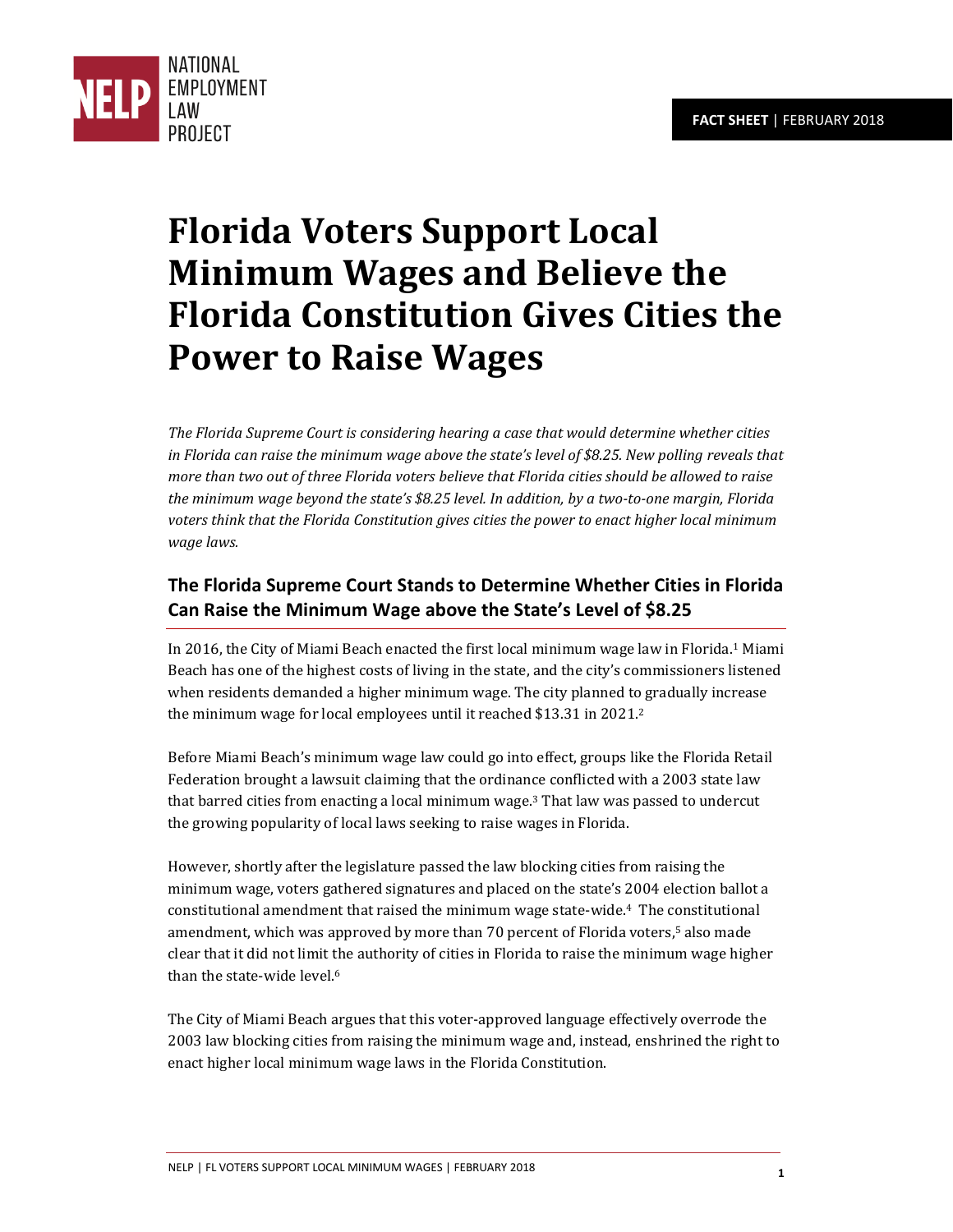NATIONAL EMPLOYMENT LAW PROJECT

**FACT SHEET** | FEBRUARY 2018

# Florida Voters Support Local Minimum Wages and Believe the Florida Constitution Gives Cities the Power to Raise Wages

*The Florida Supreme Court is considering hearing a case that would determine whether cities in Florida can raise the minimum wage above the state's level of $8.25. New polling reveals that more than two out of three Florida voters believe that Florida cities should be allowed to raise the minimum wage beyond the state's $8.25 level. In addition, by a two-to-one margin, Florida voters think that the Florida Constitution gives cities the power to enact higher local minimum wage laws.*

## The Florida Supreme Court Stands to Determine Whether Cities in Florida Can Raise the Minimum Wage above the State's Level of $8.25

In 2016, the City of Miami Beach enacted the first local minimum wage law in Florida.[1] Miami Beach has one of the highest costs of living in the state, and the city's commissioners listened when residents demanded a higher minimum wage. The city planned to gradually increase the minimum wage for local employees until it reached $13.31 in 2021.[2]

Before Miami Beach's minimum wage law could go into effect, groups like the Florida Retail Federation brought a lawsuit claiming that the ordinance conflicted with a 2003 state law that barred cities from enacting a local minimum wage.[3] That law was passed to undercut the growing popularity of local laws seeking to raise wages in Florida.

However, shortly after the legislature passed the law blocking cities from raising the minimum wage, voters gathered signatures and placed on the state's 2004 election ballot a constitutional amendment that raised the minimum wage state-wide.[4] The constitutional amendment, which was approved by more than 70 percent of Florida voters,[5] also made clear that it did not limit the authority of cities in Florida to raise the minimum wage higher than the state-wide level.[6]

The City of Miami Beach argues that this voter-approved language effectively overrode the 2003 law blocking cities from raising the minimum wage and, instead, enshrined the right to enact higher local minimum wage laws in the Florida Constitution.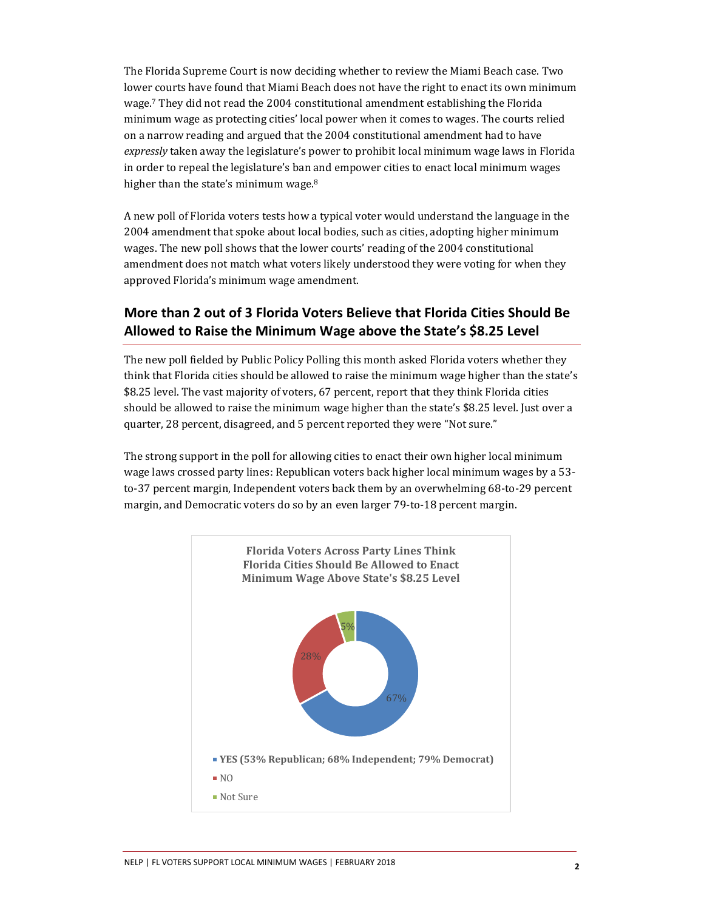The Florida Supreme Court is now deciding whether to review the Miami Beach case. Two lower courts have found that Miami Beach does not have the right to enact its own minimum wage.[7] They did not read the 2004 constitutional amendment establishing the Florida minimum wage as protecting cities' local power when it comes to wages. The courts relied on a narrow reading and argued that the 2004 constitutional amendment had to have *expressly* taken away the legislature's power to prohibit local minimum wage laws in Florida in order to repeal the legislature's ban and empower cities to enact local minimum wages higher than the state's minimum wage.[8]

A new poll of Florida voters tests how a typical voter would understand the language in the 2004 amendment that spoke about local bodies, such as cities, adopting higher minimum wages. The new poll shows that the lower courts' reading of the 2004 constitutional amendment does not match what voters likely understood they were voting for when they approved Florida's minimum wage amendment.

## More than 2 out of 3 Florida Voters Believe that Florida Cities Should Be Allowed to Raise the Minimum Wage above the State's $8.25 Level

The new poll fielded by Public Policy Polling this month asked Florida voters whether they think that Florida cities should be allowed to raise the minimum wage higher than the state's $8.25 level. The vast majority of voters, 67 percent, report that they think Florida cities should be allowed to raise the minimum wage higher than the state's $8.25 level. Just over a quarter, 28 percent, disagreed, and 5 percent reported they were "Not sure."

The strong support in the poll for allowing cities to enact their own higher local minimum wage laws crossed party lines: Republican voters back higher local minimum wages by a 53-to-37 percent margin, Independent voters back them by an overwhelming 68-to-29 percent margin, and Democratic voters do so by an even larger 79-to-18 percent margin.

**Florida Voters Across Party Lines Think Florida Cities Should Be Allowed to Enact Minimum Wage Above State's $8.25 Level**

5%

28%

67%

**YES (53% Republican; 68% Independent; 79% Democrat)**

NO

Not Sure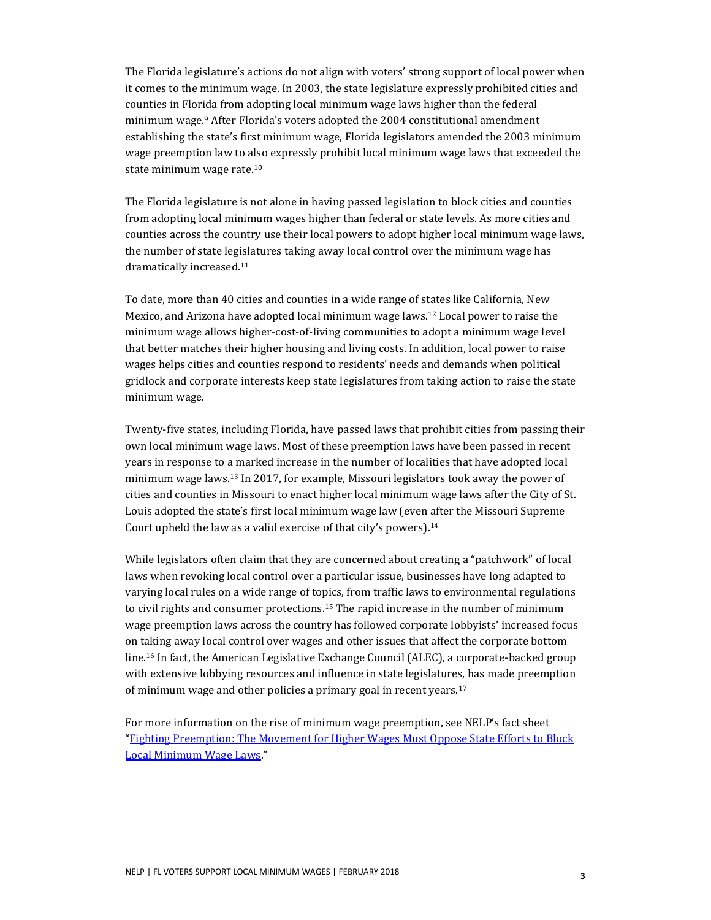The Florida legislature's actions do not align with voters' strong support of local power when it comes to the minimum wage. In 2003, the state legislature expressly prohibited cities and counties in Florida from adopting local minimum wage laws higher than the federal minimum wage.[9] After Florida's voters adopted the 2004 constitutional amendment establishing the state's first minimum wage, Florida legislators amended the 2003 minimum wage preemption law to also expressly prohibit local minimum wage laws that exceeded the state minimum wage rate.[10]

The Florida legislature is not alone in having passed legislation to block cities and counties from adopting local minimum wages higher than federal or state levels. As more cities and counties across the country use their local powers to adopt higher local minimum wage laws, the number of state legislatures taking away local control over the minimum wage has dramatically increased.[11]

To date, more than 40 cities and counties in a wide range of states like California, New Mexico, and Arizona have adopted local minimum wage laws.[12] Local power to raise the minimum wage allows higher-cost-of-living communities to adopt a minimum wage level that better matches their higher housing and living costs. In addition, local power to raise wages helps cities and counties respond to residents' needs and demands when political gridlock and corporate interests keep state legislatures from taking action to raise the state minimum wage.

Twenty-five states, including Florida, have passed laws that prohibit cities from passing their own local minimum wage laws. Most of these preemption laws have been passed in recent years in response to a marked increase in the number of localities that have adopted local minimum wage laws.[13] In 2017, for example, Missouri legislators took away the power of cities and counties in Missouri to enact higher local minimum wage laws after the City of St. Louis adopted the state's first local minimum wage law (even after the Missouri Supreme Court upheld the law as a valid exercise of that city's powers).[14]

While legislators often claim that they are concerned about creating a "patchwork" of local laws when revoking local control over a particular issue, businesses have long adapted to varying local rules on a wide range of topics, from traffic laws to environmental regulations to civil rights and consumer protections.[15] The rapid increase in the number of minimum wage preemption laws across the country has followed corporate lobbyists' increased focus on taking away local control over wages and other issues that affect the corporate bottom line.[16] In fact, the American Legislative Exchange Council (ALEC), a corporate-backed group with extensive lobbying resources and influence in state legislatures, has made preemption of minimum wage and other policies a primary goal in recent years.[17]

For more information on the rise of minimum wage preemption, see NELP's fact sheet "Fighting Preemption: The Movement for Higher Wages Must Oppose State Efforts to Block Local Minimum Wage Laws."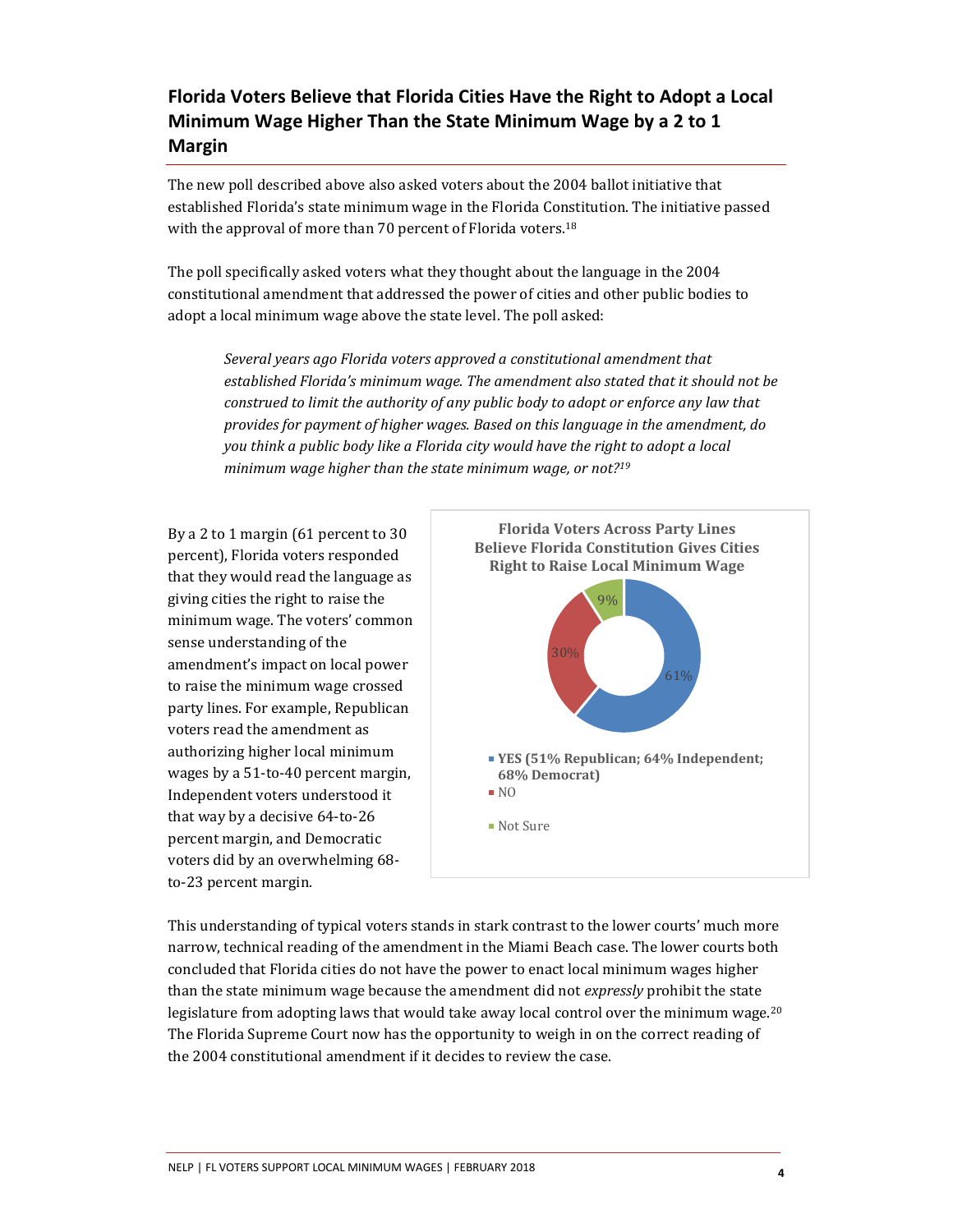## Florida Voters Believe that Florida Cities Have the Right to Adopt a Local Minimum Wage Higher Than the State Minimum Wage by a 2 to 1 Margin

The new poll described above also asked voters about the 2004 ballot initiative that established Florida's state minimum wage in the Florida Constitution. The initiative passed with the approval of more than 70 percent of Florida voters.[18]

The poll specifically asked voters what they thought about the language in the 2004 constitutional amendment that addressed the power of cities and other public bodies to adopt a local minimum wage above the state level. The poll asked:

> *Several years ago Florida voters approved a constitutional amendment that established Florida's minimum wage. The amendment also stated that it should not be construed to limit the authority of any public body to adopt or enforce any law that provides for payment of higher wages. Based on this language in the amendment, do you think a public body like a Florida city would have the right to adopt a local minimum wage higher than the state minimum wage, or not?*[19]

By a 2 to 1 margin (61 percent to 30 percent), Florida voters responded that they would read the language as giving cities the right to raise the minimum wage. The voters' common sense understanding of the amendment's impact on local power to raise the minimum wage crossed party lines. For example, Republican voters read the amendment as authorizing higher local minimum wages by a 51-to-40 percent margin, Independent voters understood it that way by a decisive 64-to-26 percent margin, and Democratic voters did by an overwhelming 68-to-23 percent margin.

**Florida Voters Across Party Lines Believe Florida Constitution Gives Cities Right to Raise Local Minimum Wage**

61%

30%

9%

YES (51% Republican; 64% Independent; 68% Democrat)

NO

Not Sure

This understanding of typical voters stands in stark contrast to the lower courts' much more narrow, technical reading of the amendment in the Miami Beach case. The lower courts both concluded that Florida cities do not have the power to enact local minimum wages higher than the state minimum wage because the amendment did not *expressly* prohibit the state legislature from adopting laws that would take away local control over the minimum wage.[20] The Florida Supreme Court now has the opportunity to weigh in on the correct reading of the 2004 constitutional amendment if it decides to review the case.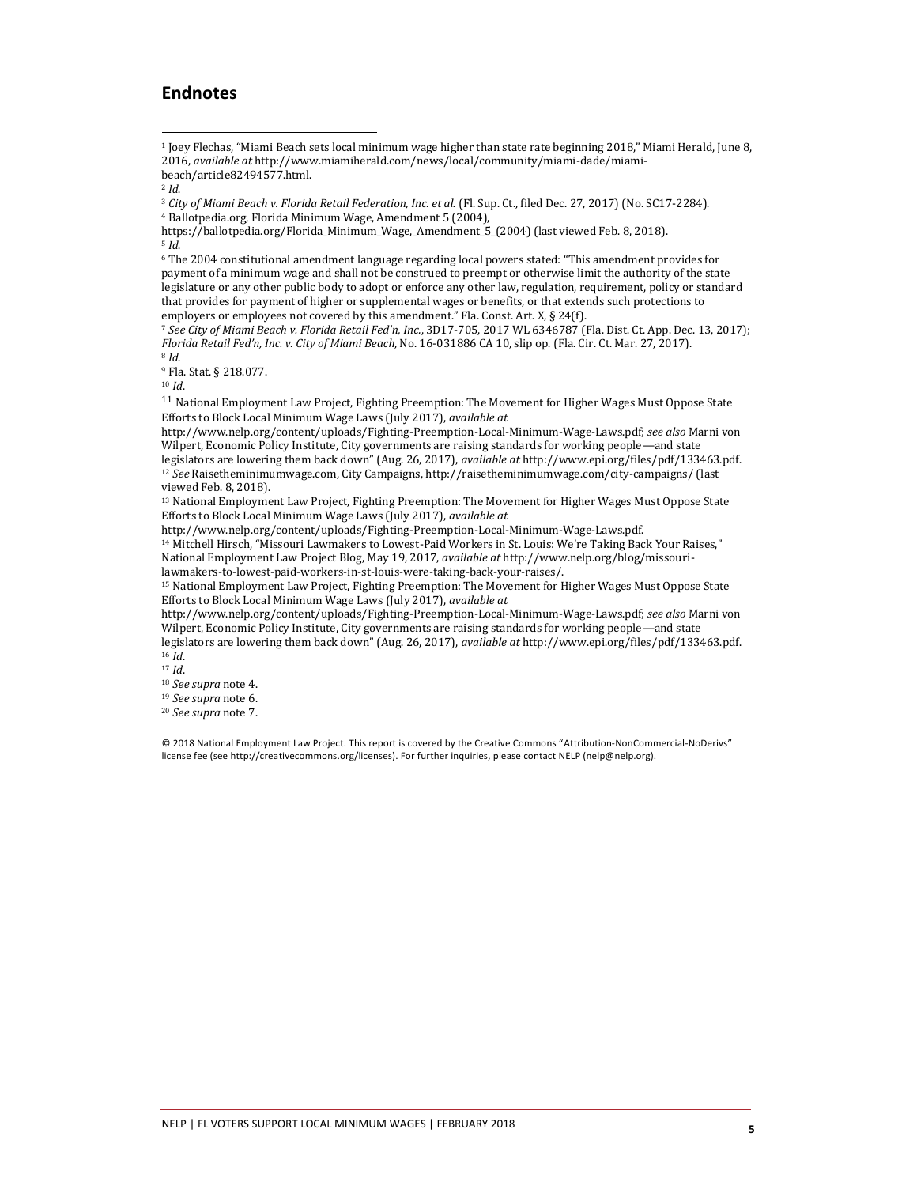## Endnotes

[1] Joey Flechas, "Miami Beach sets local minimum wage higher than state rate beginning 2018," Miami Herald, June 8, 2016, *available at* http://www.miamiherald.com/news/local/community/miami-dade/miami-beach/article82494577.html.

[2] *Id.*

[3] *City of Miami Beach v. Florida Retail Federation, Inc. et al.* (Fl. Sup. Ct., filed Dec. 27, 2017) (No. SC17-2284).

[4] Ballotpedia.org, Florida Minimum Wage, Amendment 5 (2004), https://ballotpedia.org/Florida_Minimum_Wage,_Amendment_5_(2004) (last viewed Feb. 8, 2018).

[5] *Id.*

[6] The 2004 constitutional amendment language regarding local powers stated: "This amendment provides for payment of a minimum wage and shall not be construed to preempt or otherwise limit the authority of the state legislature or any other public body to adopt or enforce any other law, regulation, requirement, policy or standard that provides for payment of higher or supplemental wages or benefits, or that extends such protections to employers or employees not covered by this amendment." Fla. Const. Art. X, § 24(f).

[7] *See City of Miami Beach v. Florida Retail Fed'n, Inc.*, 3D17-705, 2017 WL 6346787 (Fla. Dist. Ct. App. Dec. 13, 2017); *Florida Retail Fed'n, Inc. v. City of Miami Beach*, No. 16-031886 CA 10, slip op. (Fla. Cir. Ct. Mar. 27, 2017).

[8] *Id.*

[9] Fla. Stat. § 218.077.

[10] *Id*.

[11] National Employment Law Project, Fighting Preemption: The Movement for Higher Wages Must Oppose State Efforts to Block Local Minimum Wage Laws (July 2017), *available at* http://www.nelp.org/content/uploads/Fighting-Preemption-Local-Minimum-Wage-Laws.pdf; *see also* Marni von Wilpert, Economic Policy Institute, City governments are raising standards for working people—and state legislators are lowering them back down" (Aug. 26, 2017), *available at* http://www.epi.org/files/pdf/133463.pdf.

[12] *See* Raisetheminimumwage.com, City Campaigns, http://raisetheminimumwage.com/city-campaigns/ (last viewed Feb. 8, 2018).

[13] National Employment Law Project, Fighting Preemption: The Movement for Higher Wages Must Oppose State Efforts to Block Local Minimum Wage Laws (July 2017), *available at* http://www.nelp.org/content/uploads/Fighting-Preemption-Local-Minimum-Wage-Laws.pdf.

[14] Mitchell Hirsch, "Missouri Lawmakers to Lowest-Paid Workers in St. Louis: We're Taking Back Your Raises," National Employment Law Project Blog, May 19, 2017, *available at* http://www.nelp.org/blog/missouri-lawmakers-to-lowest-paid-workers-in-st-louis-were-taking-back-your-raises/.

[15] National Employment Law Project, Fighting Preemption: The Movement for Higher Wages Must Oppose State Efforts to Block Local Minimum Wage Laws (July 2017), *available at* http://www.nelp.org/content/uploads/Fighting-Preemption-Local-Minimum-Wage-Laws.pdf; *see also* Marni von Wilpert, Economic Policy Institute, City governments are raising standards for working people—and state legislators are lowering them back down" (Aug. 26, 2017), *available at* http://www.epi.org/files/pdf/133463.pdf.

[16] *Id*.

[17] *Id*.

[18] *See supra* note 4.

[19] *See supra* note 6.

[20] *See supra* note 7.

© 2018 National Employment Law Project. This report is covered by the Creative Commons "Attribution-NonCommercial-NoDerivs" license fee (see http://creativecommons.org/licenses). For further inquiries, please contact NELP (nelp@nelp.org).